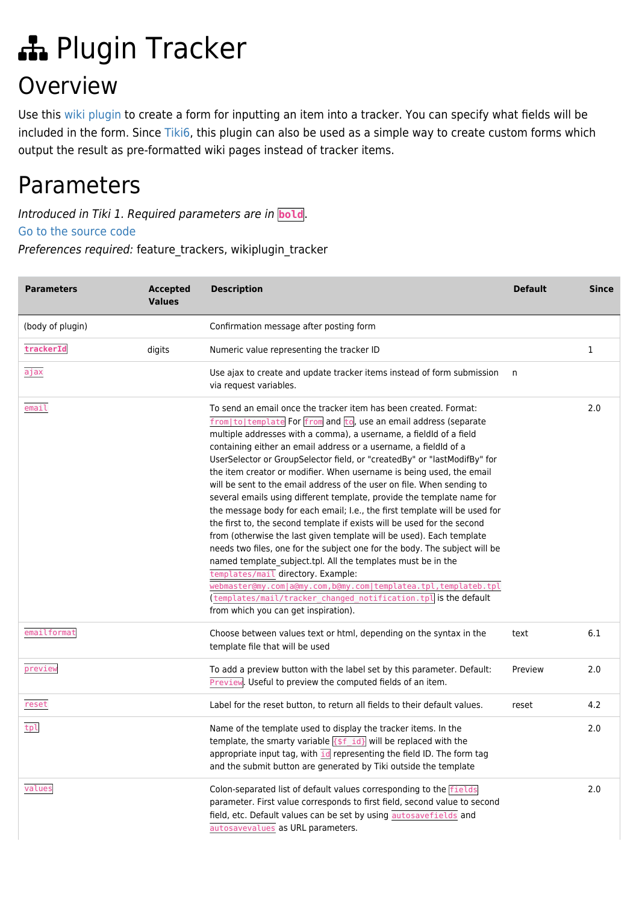# Plugin Tracker

# Overview

Use this wiki plugin to create a form for inputting an item into a tracker. You can specify what fields will be included in the form. Since Tiki6, this plugin can also be used as a simple way to create custom forms which output the result as pre-formatted wiki pages instead of tracker items.

# Parameters

*Introduced in Tiki 1. Required parameters are in* **`bold`**.
Go to the source code
*Preferences required:* feature_trackers, wikiplugin_tracker

| Parameters | Accepted Values | Description | Default | Since |
|---|---|---|---|---|
| (body of plugin) | | Confirmation message after posting form | | |
| **`trackerId`** | digits | Numeric value representing the tracker ID | | 1 |
| `ajax` | | Use ajax to create and update tracker items instead of form submission via request variables. | n | |
| `email` | | To send an email once the tracker item has been created. Format: `from\|to\|template` For `from` and `to`, use an email address (separate multiple addresses with a comma), a username, a fieldId of a field containing either an email address or a username, a fieldId of a UserSelector or GroupSelector field, or "createdBy" or "lastModifBy" for the item creator or modifier. When username is being used, the email will be sent to the email address of the user on file. When sending to several emails using different template, provide the template name for the message body for each email; I.e., the first template will be used for the first to, the second template if exists will be used for the second from (otherwise the last given template will be used). Each template needs two files, one for the subject one for the body. The subject will be named template_subject.tpl. All the templates must be in the `templates/mail` directory. Example: `webmaster@my.com\|a@my.com,b@my.com\|templatea.tpl,templateb.tpl` (`templates/mail/tracker_changed_notification.tpl` is the default from which you can get inspiration). | | 2.0 |
| `emailformat` | | Choose between values text or html, depending on the syntax in the template file that will be used | text | 6.1 |
| `preview` | | To add a preview button with the label set by this parameter. Default: `Preview`. Useful to preview the computed fields of an item. | Preview | 2.0 |
| `reset` | | Label for the reset button, to return all fields to their default values. | reset | 4.2 |
| `tpl` | | Name of the template used to display the tracker items. In the template, the smarty variable `{$f_id}` will be replaced with the appropriate input tag, with `id` representing the field ID. The form tag and the submit button are generated by Tiki outside the template | | 2.0 |
| `values` | | Colon-separated list of default values corresponding to the `fields` parameter. First value corresponds to first field, second value to second field, etc. Default values can be set by using `autosavefields` and `autosavevalues` as URL parameters. | | 2.0 |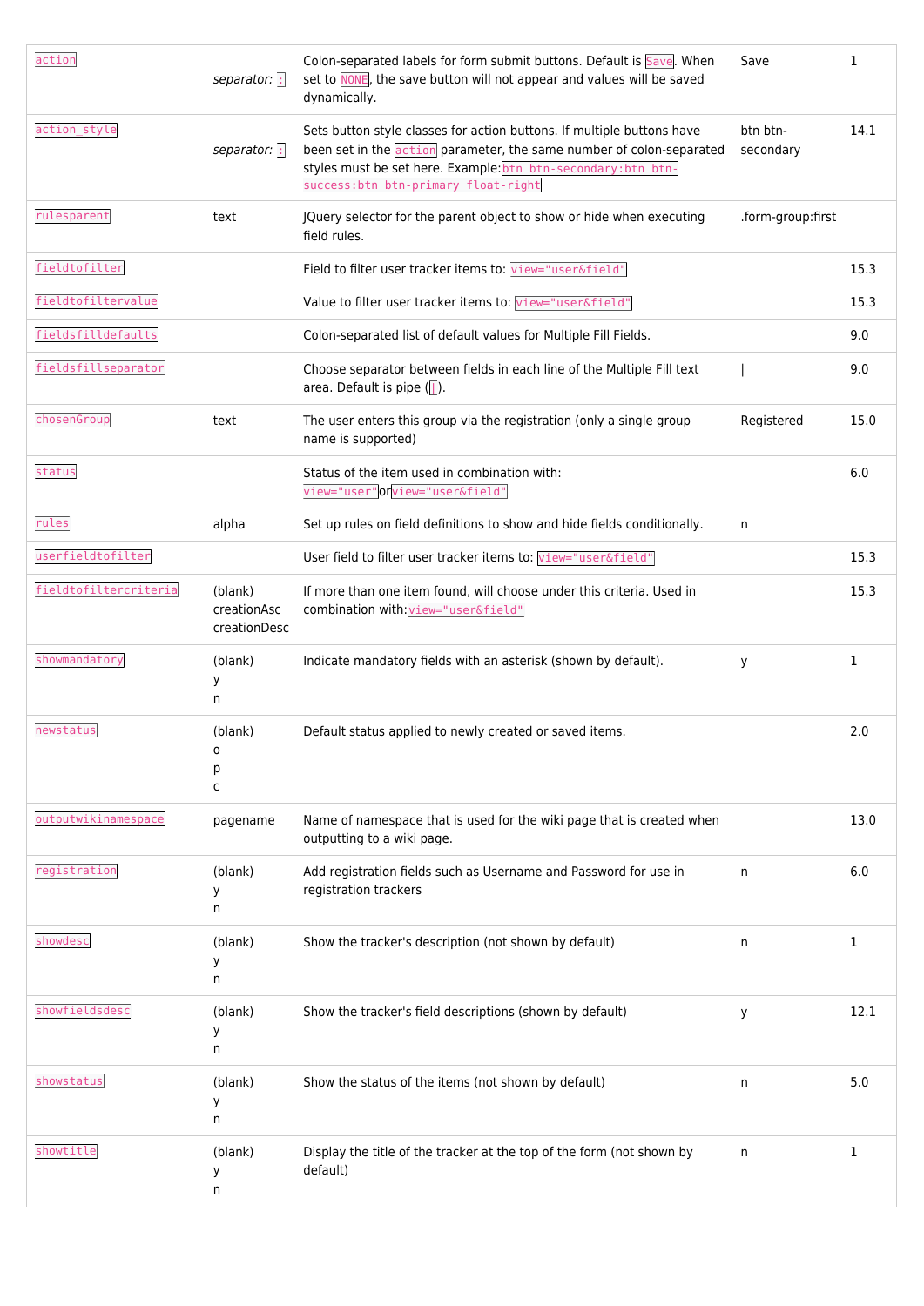| | | | | |
|---|---|---|---|---|
| `action` | *separator:* `:` | Colon-separated labels for form submit buttons. Default is `Save`. When set to `NONE`, the save button will not appear and values will be saved dynamically. | Save | 1 |
| `action_style` | *separator:* `:` | Sets button style classes for action buttons. If multiple buttons have been set in the `action` parameter, the same number of colon-separated styles must be set here. Example:`btn btn-secondary:btn btn-success:btn btn-primary float-right` | btn btn-secondary | 14.1 |
| `rulesparent` | text | JQuery selector for the parent object to show or hide when executing field rules. | .form-group:first | |
| `fieldtofilter` | | Field to filter user tracker items to: `view="user&field"` | | 15.3 |
| `fieldtofiltervalue` | | Value to filter user tracker items to: `view="user&field"` | | 15.3 |
| `fieldsfilldefaults` | | Colon-separated list of default values for Multiple Fill Fields. | | 9.0 |
| `fieldsfillseparator` | | Choose separator between fields in each line of the Multiple Fill text area. Default is pipe (`|`). | \| | 9.0 |
| `chosenGroup` | text | The user enters this group via the registration (only a single group name is supported) | Registered | 15.0 |
| `status` | | Status of the item used in combination with: `view="user"`or`view="user&field"` | | 6.0 |
| `rules` | alpha | Set up rules on field definitions to show and hide fields conditionally. | n | |
| `userfieldtofilter` | | User field to filter user tracker items to: `view="user&field"` | | 15.3 |
| `fieldtofiltercriteria` | (blank)<br>creationAsc<br>creationDesc | If more than one item found, will choose under this criteria. Used in combination with:`view="user&field"` | | 15.3 |
| `showmandatory` | (blank)<br>y<br>n | Indicate mandatory fields with an asterisk (shown by default). | y | 1 |
| `newstatus` | (blank)<br>o<br>p<br>c | Default status applied to newly created or saved items. | | 2.0 |
| `outputwikinamespace` | pagename | Name of namespace that is used for the wiki page that is created when outputting to a wiki page. | | 13.0 |
| `registration` | (blank)<br>y<br>n | Add registration fields such as Username and Password for use in registration trackers | n | 6.0 |
| `showdesc` | (blank)<br>y<br>n | Show the tracker's description (not shown by default) | n | 1 |
| `showfieldsdesc` | (blank)<br>y<br>n | Show the tracker's field descriptions (shown by default) | y | 12.1 |
| `showstatus` | (blank)<br>y<br>n | Show the status of the items (not shown by default) | n | 5.0 |
| `showtitle` | (blank)<br>y<br>n | Display the title of the tracker at the top of the form (not shown by default) | n | 1 |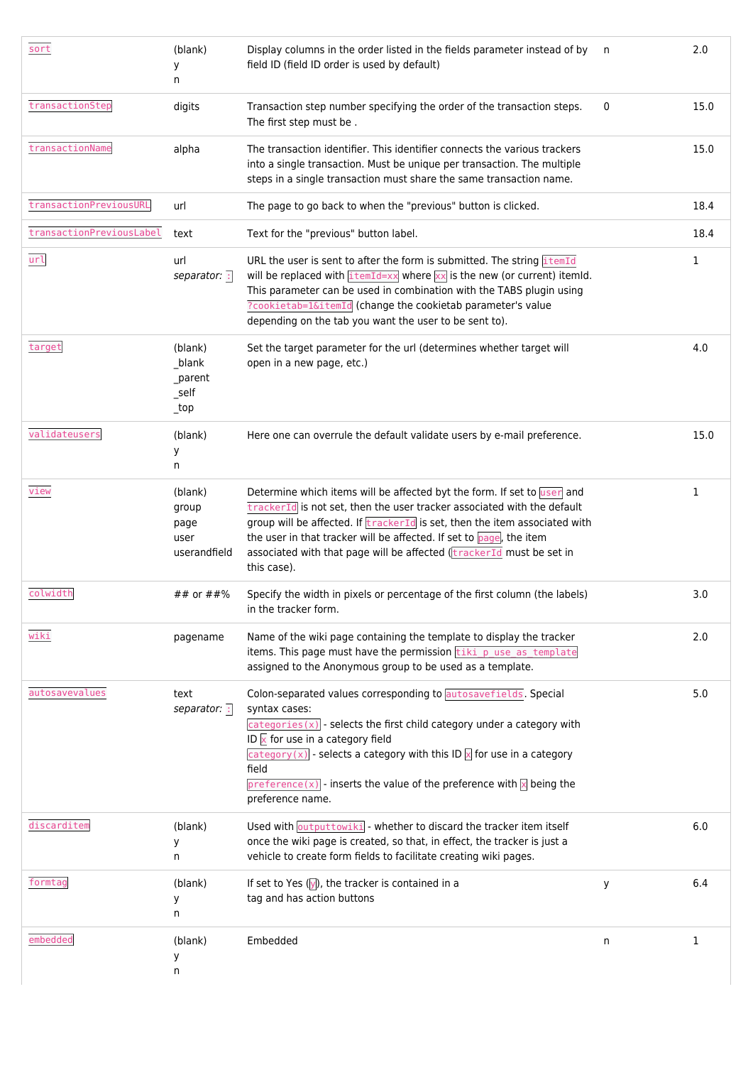| | | | | |
|---|---|---|---|---|
| `sort` | (blank)<br>y<br>n | Display columns in the order listed in the fields parameter instead of by field ID (field ID order is used by default) | n | 2.0 |
| `transactionStep` | digits | Transaction step number specifying the order of the transaction steps. The first step must be . | 0 | 15.0 |
| `transactionName` | alpha | The transaction identifier. This identifier connects the various trackers into a single transaction. Must be unique per transaction. The multiple steps in a single transaction must share the same transaction name. | | 15.0 |
| `transactionPreviousURL` | url | The page to go back to when the "previous" button is clicked. | | 18.4 |
| `transactionPreviousLabel` | text | Text for the "previous" button label. | | 18.4 |
| `url` | url<br>*separator:* `:` | URL the user is sent to after the form is submitted. The string `itemId` will be replaced with `itemId=xx` where `xx` is the new (or current) itemId. This parameter can be used in combination with the TABS plugin using `?cookietab=1&itemId` (change the cookietab parameter's value depending on the tab you want the user to be sent to). | | 1 |
| `target` | (blank)<br>_blank<br>_parent<br>_self<br>_top | Set the target parameter for the url (determines whether target will open in a new page, etc.) | | 4.0 |
| `validateusers` | (blank)<br>y<br>n | Here one can overrule the default validate users by e-mail preference. | | 15.0 |
| `view` | (blank)<br>group<br>page<br>user<br>userandfield | Determine which items will be affected byt the form. If set to `user` and `trackerId` is not set, then the user tracker associated with the default group will be affected. If `trackerId` is set, then the item associated with the user in that tracker will be affected. If set to `page`, the item associated with that page will be affected (`trackerId` must be set in this case). | | 1 |
| `colwidth` | ## or ##% | Specify the width in pixels or percentage of the first column (the labels) in the tracker form. | | 3.0 |
| `wiki` | pagename | Name of the wiki page containing the template to display the tracker items. This page must have the permission `tiki_p_use_as_template` assigned to the Anonymous group to be used as a template. | | 2.0 |
| `autosavevalues` | text<br>*separator:* `:` | Colon-separated values corresponding to `autosavefields`. Special syntax cases:<br>`categories(x)` - selects the first child category under a category with ID `x` for use in a category field<br>`category(x)` - selects a category with this ID `x` for use in a category field<br>`preference(x)` - inserts the value of the preference with `x` being the preference name. | | 5.0 |
| `discarditem` | (blank)<br>y<br>n | Used with `outputtowiki` - whether to discard the tracker item itself once the wiki page is created, so that, in effect, the tracker is just a vehicle to create form fields to facilitate creating wiki pages. | | 6.0 |
| `formtag` | (blank)<br>y<br>n | If set to Yes (`y`), the tracker is contained in a tag and has action buttons | y | 6.4 |
| `embedded` | (blank)<br>y<br>n | Embedded | n | 1 |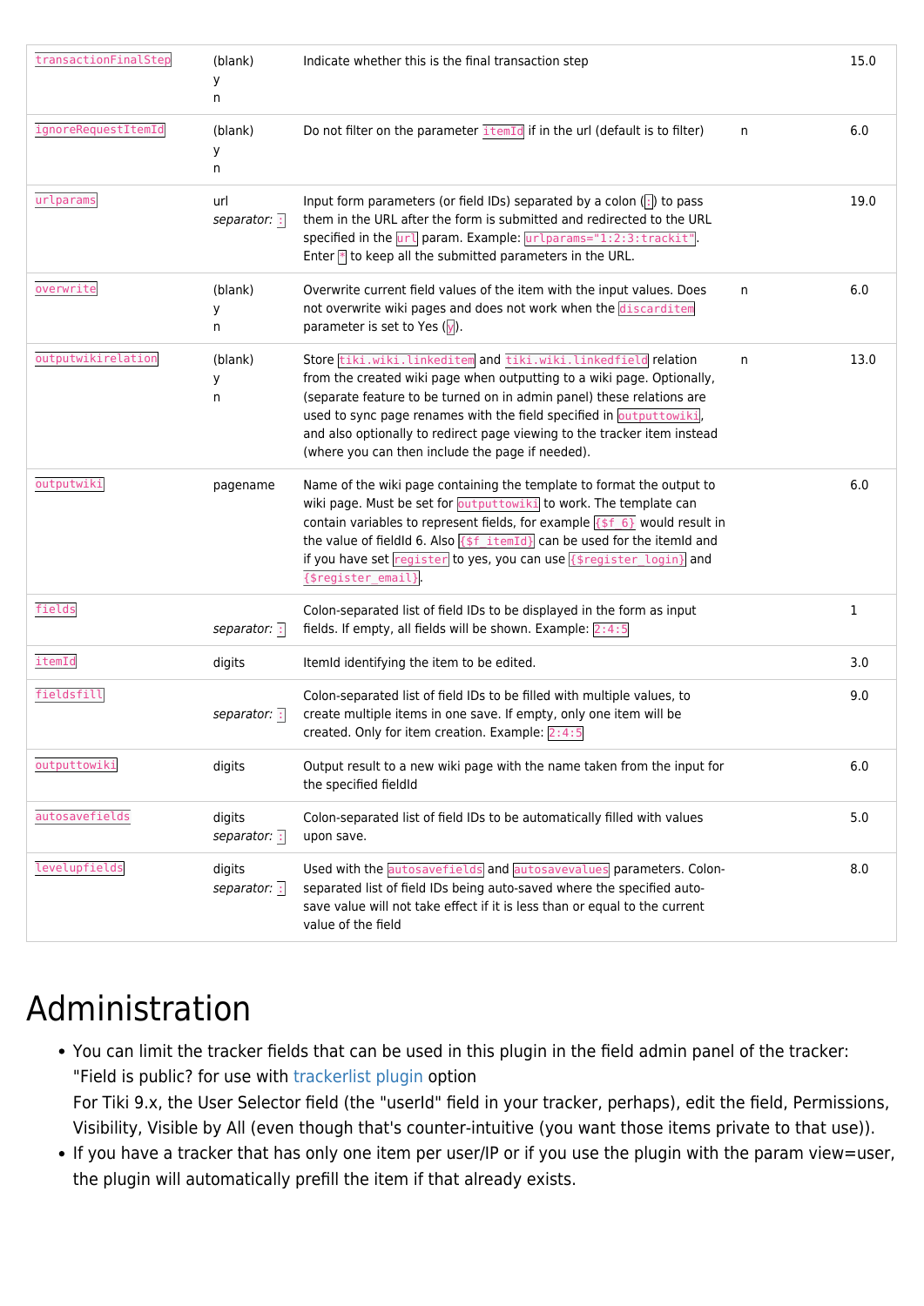| | | | | |
|---|---|---|---|---|
| `transactionFinalStep` | (blank)<br>y<br>n | Indicate whether this is the final transaction step | | 15.0 |
| `ignoreRequestItemId` | (blank)<br>y<br>n | Do not filter on the parameter `itemId` if in the url (default is to filter) | n | 6.0 |
| `urlparams` | url<br>*separator:* `:` | Input form parameters (or field IDs) separated by a colon (`:`) to pass them in the URL after the form is submitted and redirected to the URL specified in the `url` param. Example: `urlparams="1:2:3:trackit"`. Enter `*` to keep all the submitted parameters in the URL. | | 19.0 |
| `overwrite` | (blank)<br>y<br>n | Overwrite current field values of the item with the input values. Does not overwrite wiki pages and does not work when the `discarditem` parameter is set to Yes (`y`). | n | 6.0 |
| `outputwikirelation` | (blank)<br>y<br>n | Store `tiki.wiki.linkeditem` and `tiki.wiki.linkedfield` relation from the created wiki page when outputting to a wiki page. Optionally, (separate feature to be turned on in admin panel) these relations are used to sync page renames with the field specified in `outputtowiki`, and also optionally to redirect page viewing to the tracker item instead (where you can then include the page if needed). | n | 13.0 |
| `outputwiki` | pagename | Name of the wiki page containing the template to format the output to wiki page. Must be set for `outputtowiki` to work. The template can contain variables to represent fields, for example `{$f_6}` would result in the value of fieldId 6. Also `{$f_itemId}` can be used for the itemId and if you have set `register` to yes, you can use `{$register_login}` and `{$register_email}`. | | 6.0 |
| `fields` | *separator:* `:` | Colon-separated list of field IDs to be displayed in the form as input fields. If empty, all fields will be shown. Example: `2:4:5` | | 1 |
| `itemId` | digits | ItemId identifying the item to be edited. | | 3.0 |
| `fieldsfill` | *separator:* `:` | Colon-separated list of field IDs to be filled with multiple values, to create multiple items in one save. If empty, only one item will be created. Only for item creation. Example: `2:4:5` | | 9.0 |
| `outputtowiki` | digits | Output result to a new wiki page with the name taken from the input for the specified fieldId | | 6.0 |
| `autosavefields` | digits<br>*separator:* `:` | Colon-separated list of field IDs to be automatically filled with values upon save. | | 5.0 |
| `levelupfields` | digits<br>*separator:* `:` | Used with the `autosavefields` and `autosavevalues` parameters. Colon-separated list of field IDs being auto-saved where the specified auto-save value will not take effect if it is less than or equal to the current value of the field | | 8.0 |

# Administration

- You can limit the tracker fields that can be used in this plugin in the field admin panel of the tracker: "Field is public? for use with trackerlist plugin option
  For Tiki 9.x, the User Selector field (the "userId" field in your tracker, perhaps), edit the field, Permissions, Visibility, Visible by All (even though that's counter-intuitive (you want those items private to that use)).
- If you have a tracker that has only one item per user/IP or if you use the plugin with the param view=user, the plugin will automatically prefill the item if that already exists.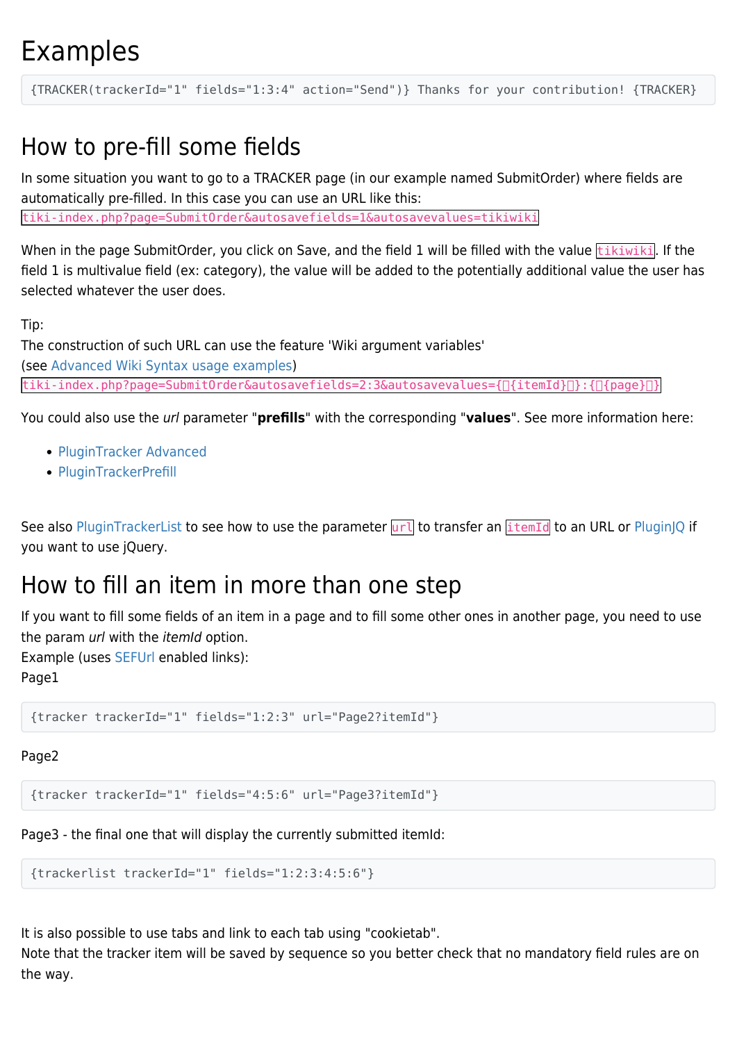# Examples

```
{TRACKER(trackerId="1" fields="1:3:4" action="Send")} Thanks for your contribution! {TRACKER}
```

# How to pre-fill some fields

In some situation you want to go to a TRACKER page (in our example named SubmitOrder) where fields are automatically pre-filled. In this case you can use an URL like this:
`tiki-index.php?page=SubmitOrder&autosavefields=1&autosavevalues=tikiwiki`

When in the page SubmitOrder, you click on Save, and the field 1 will be filled with the value `tikiwiki`. If the field 1 is multivalue field (ex: category), the value will be added to the potentially additional value the user has selected whatever the user does.

Tip:
The construction of such URL can use the feature 'Wiki argument variables'
(see Advanced Wiki Syntax usage examples)
`tiki-index.php?page=SubmitOrder&autosavefields=2:3&autosavevalues={{itemId}}:{{page}}`

You could also use the *url* parameter "**prefills**" with the corresponding "**values**". See more information here:

- PluginTracker Advanced
- PluginTrackerPrefill

See also PluginTrackerList to see how to use the parameter `url` to transfer an `itemId` to an URL or PluginJQ if you want to use jQuery.

# How to fill an item in more than one step

If you want to fill some fields of an item in a page and to fill some other ones in another page, you need to use the param *url* with the *itemId* option.
Example (uses SEFUrl enabled links):
Page1

```
{tracker trackerId="1" fields="1:2:3" url="Page2?itemId"}
```

Page2

```
{tracker trackerId="1" fields="4:5:6" url="Page3?itemId"}
```

Page3 - the final one that will display the currently submitted itemId:

```
{trackerlist trackerId="1" fields="1:2:3:4:5:6"}
```

It is also possible to use tabs and link to each tab using "cookietab".
Note that the tracker item will be saved by sequence so you better check that no mandatory field rules are on the way.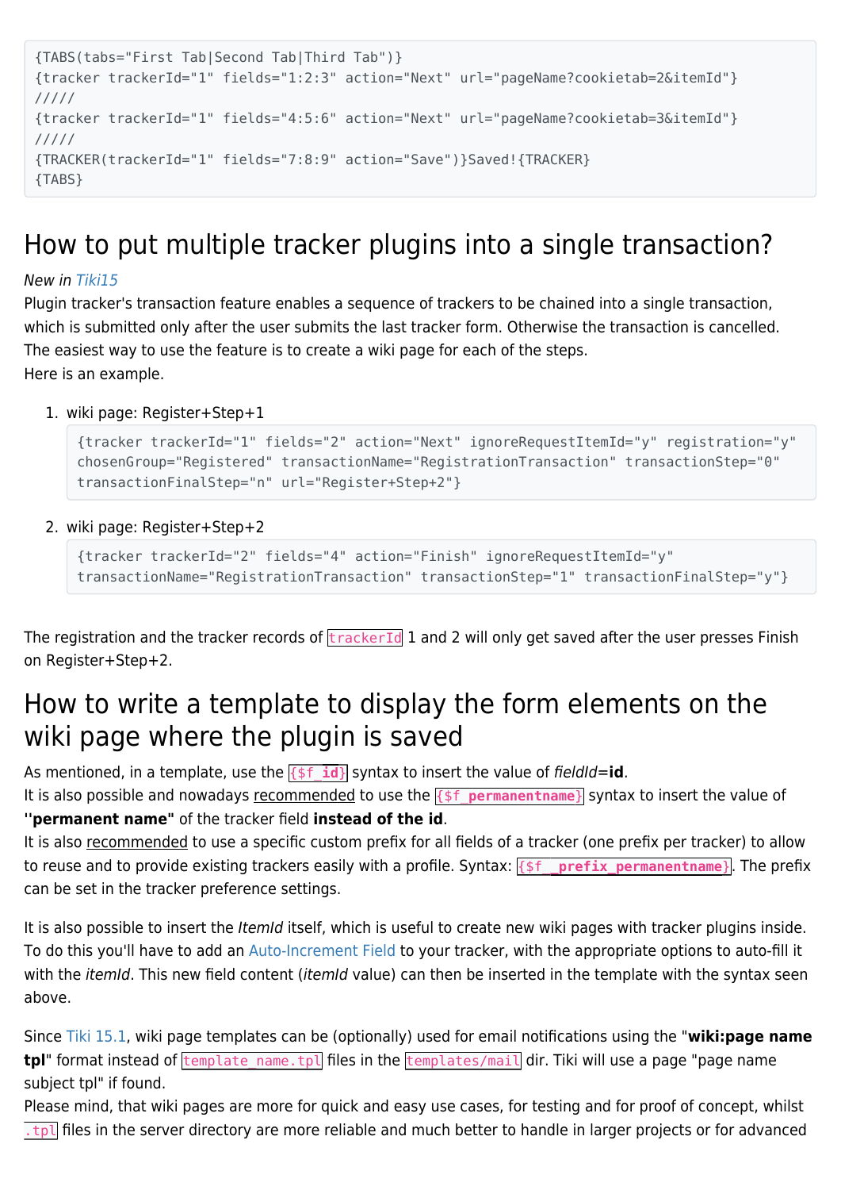```
{TABS(tabs="First Tab|Second Tab|Third Tab")}
{tracker trackerId="1" fields="1:2:3" action="Next" url="pageName?cookietab=2&itemId"}
/////
{tracker trackerId="1" fields="4:5:6" action="Next" url="pageName?cookietab=3&itemId"}
/////
{TRACKER(trackerId="1" fields="7:8:9" action="Save")}Saved!{TRACKER}
{TABS}
```

# How to put multiple tracker plugins into a single transaction?

*New in Tiki15*
Plugin tracker's transaction feature enables a sequence of trackers to be chained into a single transaction, which is submitted only after the user submits the last tracker form. Otherwise the transaction is cancelled.
The easiest way to use the feature is to create a wiki page for each of the steps.
Here is an example.

1. wiki page: Register+Step+1

```
{tracker trackerId="1" fields="2" action="Next" ignoreRequestItemId="y" registration="y"
chosenGroup="Registered" transactionName="RegistrationTransaction" transactionStep="0"
transactionFinalStep="n" url="Register+Step+2"}
```

2. wiki page: Register+Step+2

```
{tracker trackerId="2" fields="4" action="Finish" ignoreRequestItemId="y"
transactionName="RegistrationTransaction" transactionStep="1" transactionFinalStep="y"}
```

The registration and the tracker records of `trackerId` 1 and 2 will only get saved after the user presses Finish on Register+Step+2.

# How to write a template to display the form elements on the wiki page where the plugin is saved

As mentioned, in a template, use the `{$f_id}` syntax to insert the value of *fieldId*=**id**.
It is also possible and nowadays recommended to use the `{$f_permanentname}` syntax to insert the value of **''permanent name"** of the tracker field **instead of the id**.
It is also recommended to use a specific custom prefix for all fields of a tracker (one prefix per tracker) to allow to reuse and to provide existing trackers easily with a profile. Syntax: `{$f__prefix_permanentname}`. The prefix can be set in the tracker preference settings.

It is also possible to insert the *ItemId* itself, which is useful to create new wiki pages with tracker plugins inside. To do this you'll have to add an Auto-Increment Field to your tracker, with the appropriate options to auto-fill it with the *itemId*. This new field content (*itemId* value) can then be inserted in the template with the syntax seen above.

Since Tiki 15.1, wiki page templates can be (optionally) used for email notifications using the "**wiki:page name tpl**" format instead of `template_name.tpl` files in the `templates/mail` dir. Tiki will use a page "page name subject tpl" if found.
Please mind, that wiki pages are more for quick and easy use cases, for testing and for proof of concept, whilst `.tpl` files in the server directory are more reliable and much better to handle in larger projects or for advanced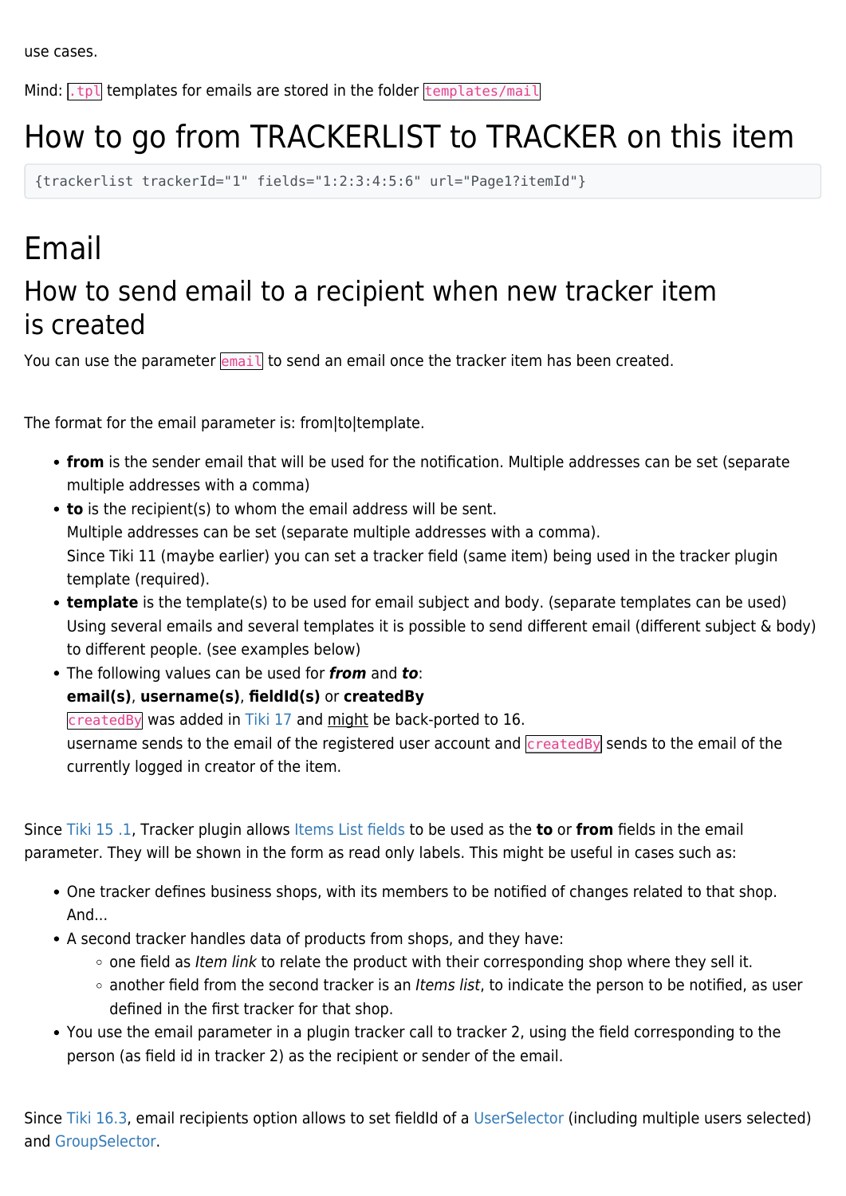use cases.

Mind: `.tpl` templates for emails are stored in the folder `templates/mail`

# How to go from TRACKERLIST to TRACKER on this item

```
{trackerlist trackerId="1" fields="1:2:3:4:5:6" url="Page1?itemId"}
```

# Email

## How to send email to a recipient when new tracker item is created

You can use the parameter `email` to send an email once the tracker item has been created.

The format for the email parameter is: from|to|template.

- **from** is the sender email that will be used for the notification. Multiple addresses can be set (separate multiple addresses with a comma)
- **to** is the recipient(s) to whom the email address will be sent.
  Multiple addresses can be set (separate multiple addresses with a comma).
  Since Tiki 11 (maybe earlier) you can set a tracker field (same item) being used in the tracker plugin template (required).
- **template** is the template(s) to be used for email subject and body. (separate templates can be used)
  Using several emails and several templates it is possible to send different email (different subject & body) to different people. (see examples below)
- The following values can be used for ***from*** and ***to***:
  **email(s)**, **username(s)**, **fieldId(s)** or **createdBy**
  `createdBy` was added in Tiki 17 and might be back-ported to 16.
  username sends to the email of the registered user account and `createdBy` sends to the email of the currently logged in creator of the item.

Since Tiki 15 .1, Tracker plugin allows Items List fields to be used as the **to** or **from** fields in the email parameter. They will be shown in the form as read only labels. This might be useful in cases such as:

- One tracker defines business shops, with its members to be notified of changes related to that shop. And...
- A second tracker handles data of products from shops, and they have:
  - one field as *Item link* to relate the product with their corresponding shop where they sell it.
  - another field from the second tracker is an *Items list*, to indicate the person to be notified, as user defined in the first tracker for that shop.
- You use the email parameter in a plugin tracker call to tracker 2, using the field corresponding to the person (as field id in tracker 2) as the recipient or sender of the email.

Since Tiki 16.3, email recipients option allows to set fieldId of a UserSelector (including multiple users selected) and GroupSelector.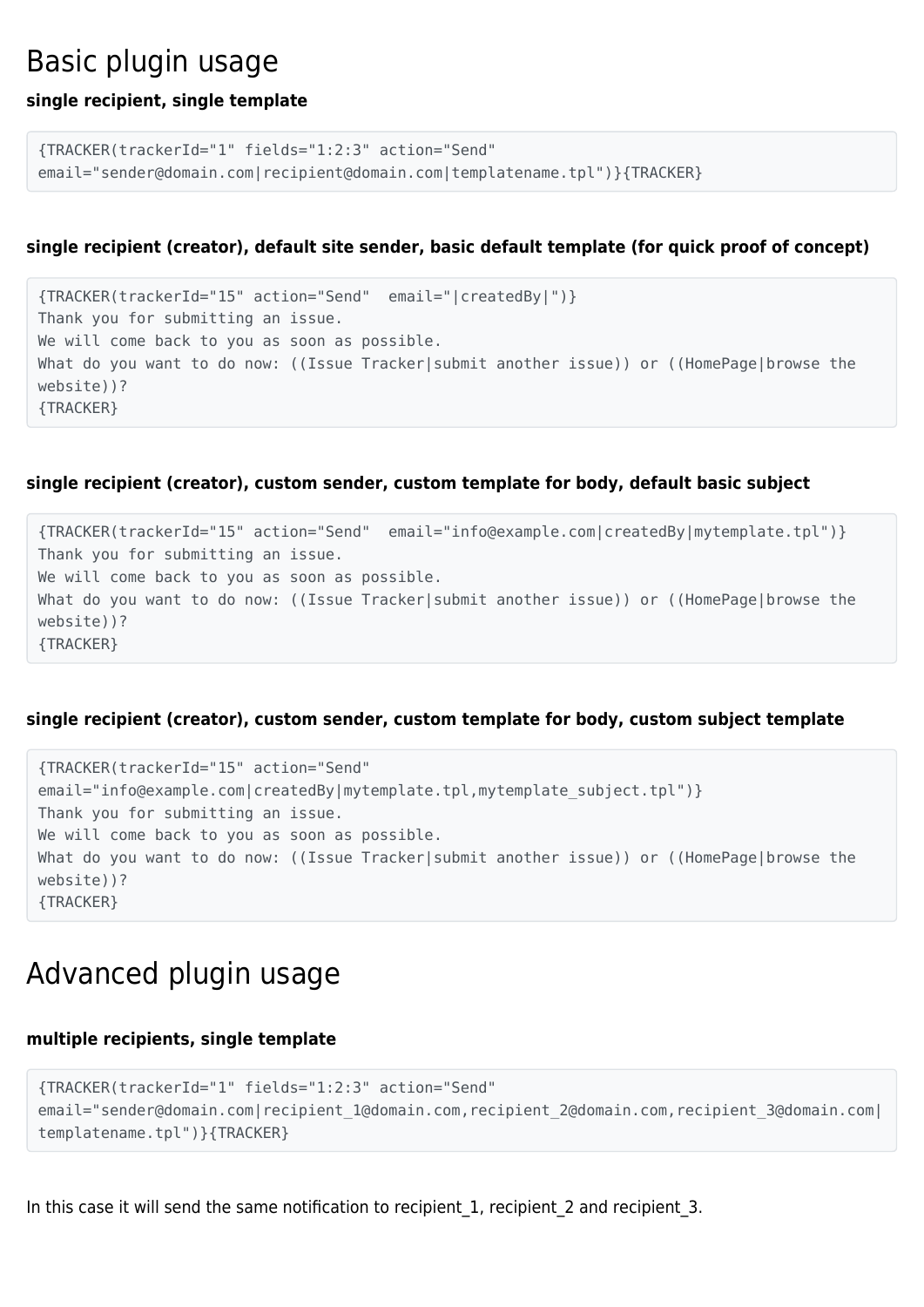# Basic plugin usage

**single recipient, single template**

```
{TRACKER(trackerId="1" fields="1:2:3" action="Send"
email="sender@domain.com|recipient@domain.com|templatename.tpl")}{TRACKER}
```

**single recipient (creator), default site sender, basic default template (for quick proof of concept)**

```
{TRACKER(trackerId="15" action="Send"  email="|createdBy|")}
Thank you for submitting an issue.
We will come back to you as soon as possible.
What do you want to do now: ((Issue Tracker|submit another issue)) or ((HomePage|browse the
website))?
{TRACKER}
```

**single recipient (creator), custom sender, custom template for body, default basic subject**

```
{TRACKER(trackerId="15" action="Send"  email="info@example.com|createdBy|mytemplate.tpl")}
Thank you for submitting an issue.
We will come back to you as soon as possible.
What do you want to do now: ((Issue Tracker|submit another issue)) or ((HomePage|browse the
website))?
{TRACKER}
```

**single recipient (creator), custom sender, custom template for body, custom subject template**

```
{TRACKER(trackerId="15" action="Send"
email="info@example.com|createdBy|mytemplate.tpl,mytemplate_subject.tpl")}
Thank you for submitting an issue.
We will come back to you as soon as possible.
What do you want to do now: ((Issue Tracker|submit another issue)) or ((HomePage|browse the
website))?
{TRACKER}
```

# Advanced plugin usage

**multiple recipients, single template**

```
{TRACKER(trackerId="1" fields="1:2:3" action="Send"
email="sender@domain.com|recipient_1@domain.com,recipient_2@domain.com,recipient_3@domain.com|
templatename.tpl")}{TRACKER}
```

In this case it will send the same notification to recipient_1, recipient_2 and recipient_3.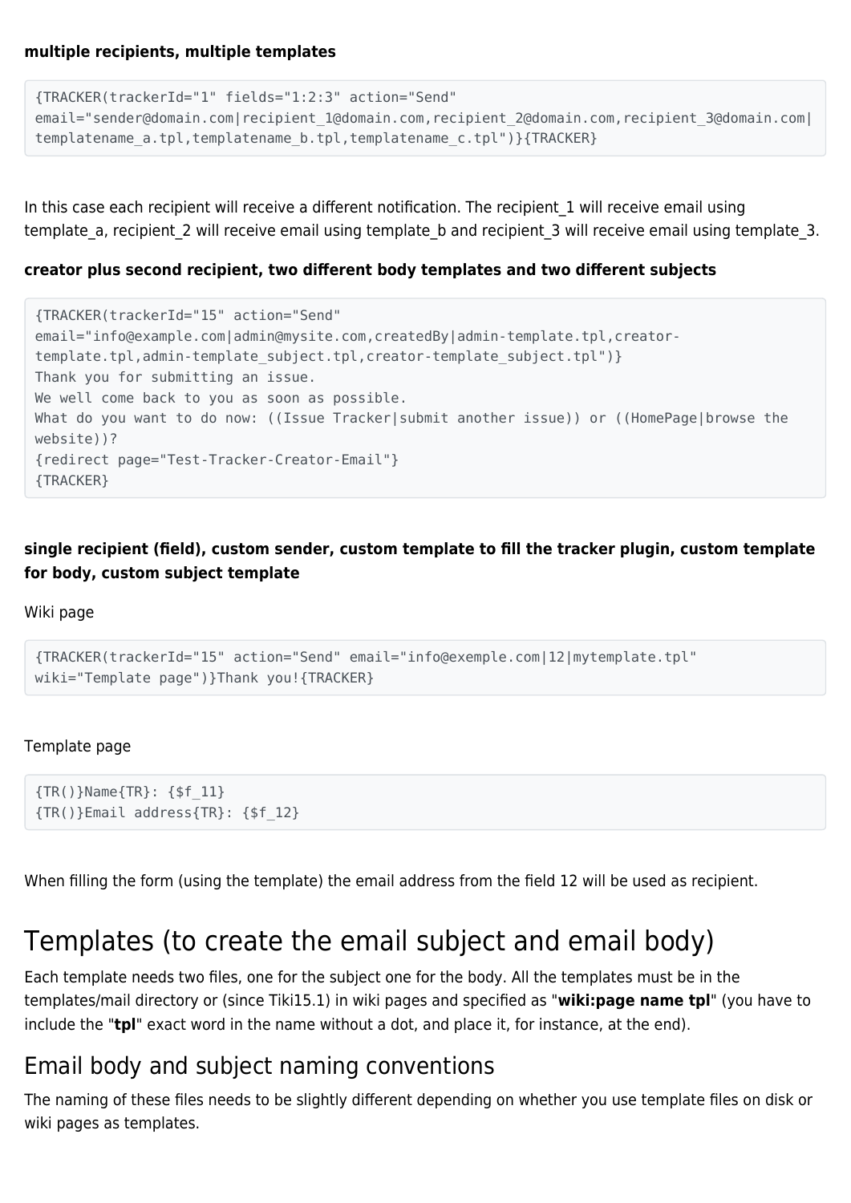**multiple recipients, multiple templates**

```
{TRACKER(trackerId="1" fields="1:2:3" action="Send"
email="sender@domain.com|recipient_1@domain.com,recipient_2@domain.com,recipient_3@domain.com|
templatename_a.tpl,templatename_b.tpl,templatename_c.tpl")}{TRACKER}
```

In this case each recipient will receive a different notification. The recipient_1 will receive email using template_a, recipient_2 will receive email using template_b and recipient_3 will receive email using template_3.

**creator plus second recipient, two different body templates and two different subjects**

```
{TRACKER(trackerId="15" action="Send"
email="info@example.com|admin@mysite.com,createdBy|admin-template.tpl,creator-
template.tpl,admin-template_subject.tpl,creator-template_subject.tpl")}
Thank you for submitting an issue.
We well come back to you as soon as possible.
What do you want to do now: ((Issue Tracker|submit another issue)) or ((HomePage|browse the
website))?
{redirect page="Test-Tracker-Creator-Email"}
{TRACKER}
```

**single recipient (field), custom sender, custom template to fill the tracker plugin, custom template for body, custom subject template**

Wiki page

```
{TRACKER(trackerId="15" action="Send" email="info@exemple.com|12|mytemplate.tpl"
wiki="Template page")}Thank you!{TRACKER}
```

Template page

```
{TR()}Name{TR}: {$f_11}
{TR()}Email address{TR}: {$f_12}
```

When filling the form (using the template) the email address from the field 12 will be used as recipient.

# Templates (to create the email subject and email body)

Each template needs two files, one for the subject one for the body. All the templates must be in the templates/mail directory or (since Tiki15.1) in wiki pages and specified as "**wiki:page name tpl**" (you have to include the "**tpl**" exact word in the name without a dot, and place it, for instance, at the end).

## Email body and subject naming conventions

The naming of these files needs to be slightly different depending on whether you use template files on disk or wiki pages as templates.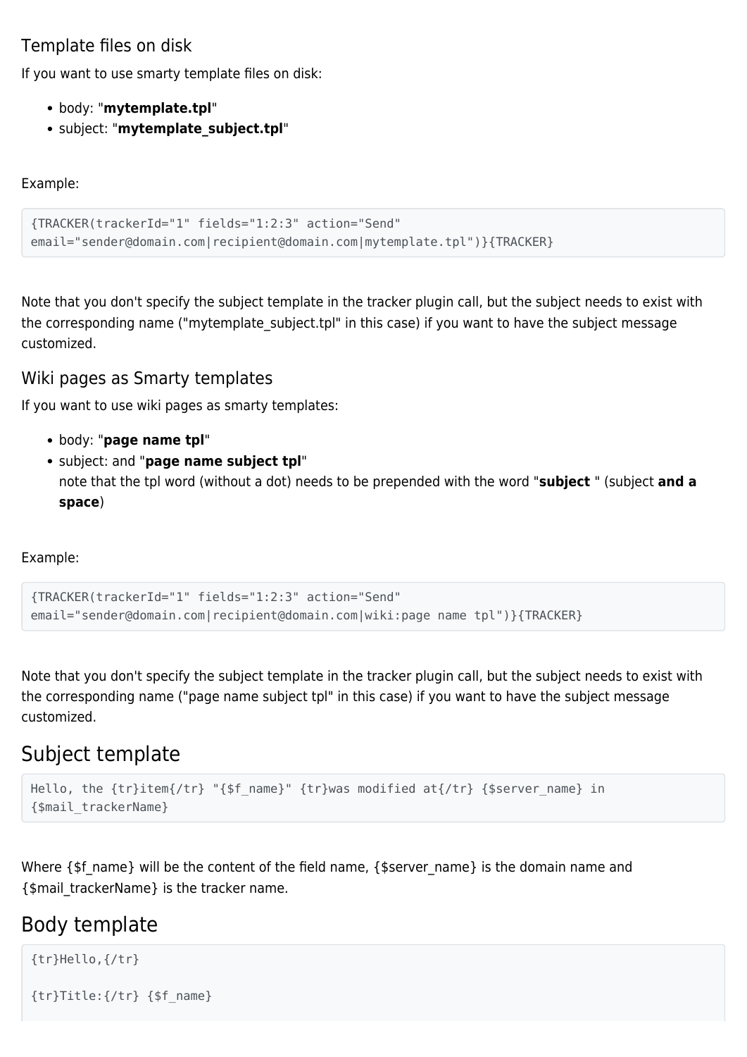### Template files on disk

If you want to use smarty template files on disk:

- body: "**mytemplate.tpl**"
- subject: "**mytemplate_subject.tpl**"

Example:

```
{TRACKER(trackerId="1" fields="1:2:3" action="Send"
email="sender@domain.com|recipient@domain.com|mytemplate.tpl")}{TRACKER}
```

Note that you don't specify the subject template in the tracker plugin call, but the subject needs to exist with the corresponding name ("mytemplate_subject.tpl" in this case) if you want to have the subject message customized.

### Wiki pages as Smarty templates

If you want to use wiki pages as smarty templates:

- body: "**page name tpl**"
- subject: and "**page name subject tpl**"
  note that the tpl word (without a dot) needs to be prepended with the word "**subject** " (subject **and a space**)

Example:

```
{TRACKER(trackerId="1" fields="1:2:3" action="Send"
email="sender@domain.com|recipient@domain.com|wiki:page name tpl")}{TRACKER}
```

Note that you don't specify the subject template in the tracker plugin call, but the subject needs to exist with the corresponding name ("page name subject tpl" in this case) if you want to have the subject message customized.

## Subject template

```
Hello, the {tr}item{/tr} "{$f_name}" {tr}was modified at{/tr} {$server_name} in
{$mail_trackerName}
```

Where {$f_name} will be the content of the field name, {$server_name} is the domain name and {$mail_trackerName} is the tracker name.

## Body template

```
{tr}Hello,{/tr}

{tr}Title:{/tr} {$f_name}
```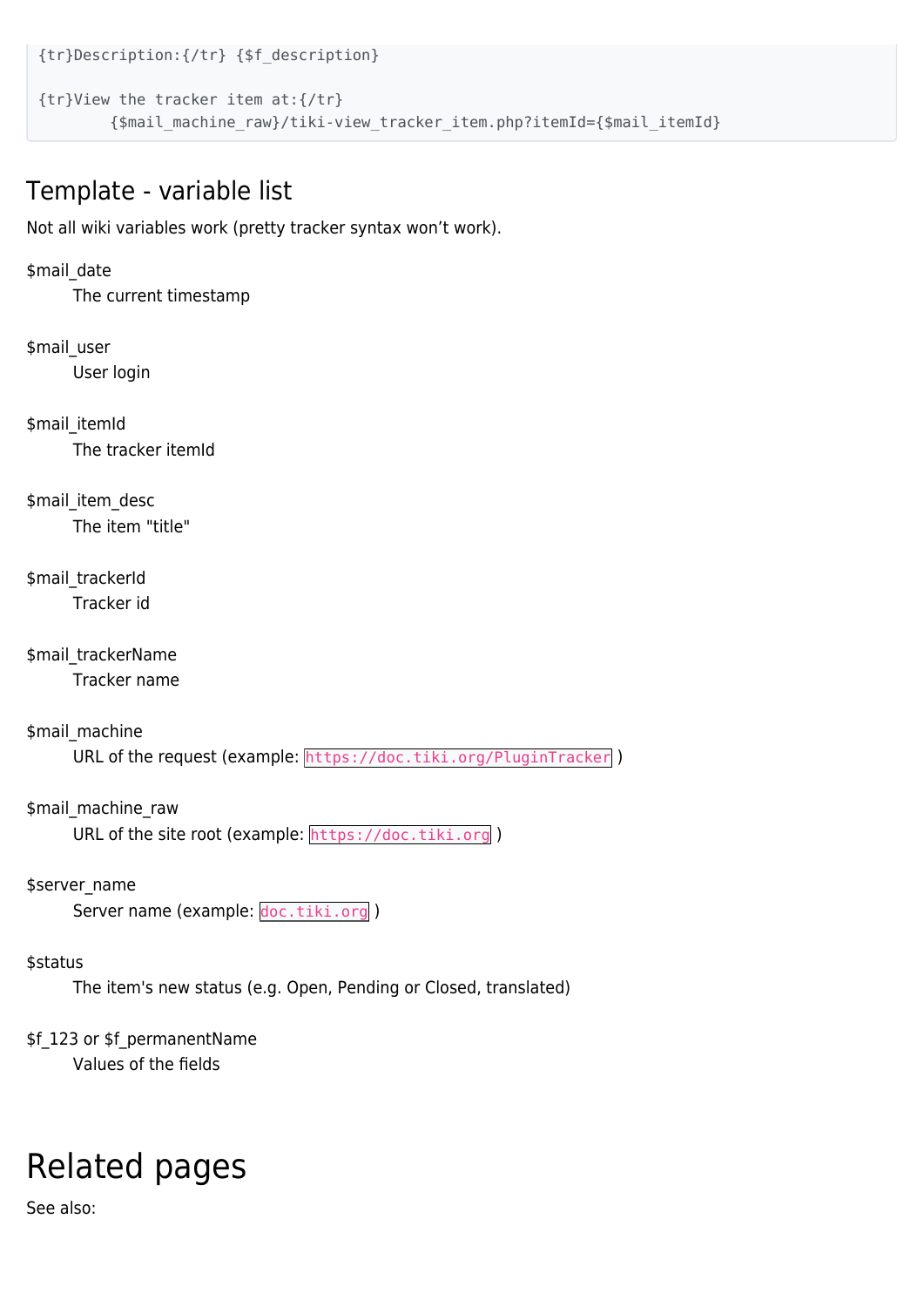```
{tr}Description:{/tr} {$f_description}

{tr}View the tracker item at:{/tr}
        {$mail_machine_raw}/tiki-view_tracker_item.php?itemId={$mail_itemId}
```

## Template - variable list

Not all wiki variables work (pretty tracker syntax won't work).

$mail_date
: The current timestamp

$mail_user
: User login

$mail_itemId
: The tracker itemId

$mail_item_desc
: The item "title"

$mail_trackerId
: Tracker id

$mail_trackerName
: Tracker name

$mail_machine
: URL of the request (example: `https://doc.tiki.org/PluginTracker` )

$mail_machine_raw
: URL of the site root (example: `https://doc.tiki.org` )

$server_name
: Server name (example: `doc.tiki.org` )

$status
: The item's new status (e.g. Open, Pending or Closed, translated)

$f_123 or $f_permanentName
: Values of the fields

# Related pages

See also: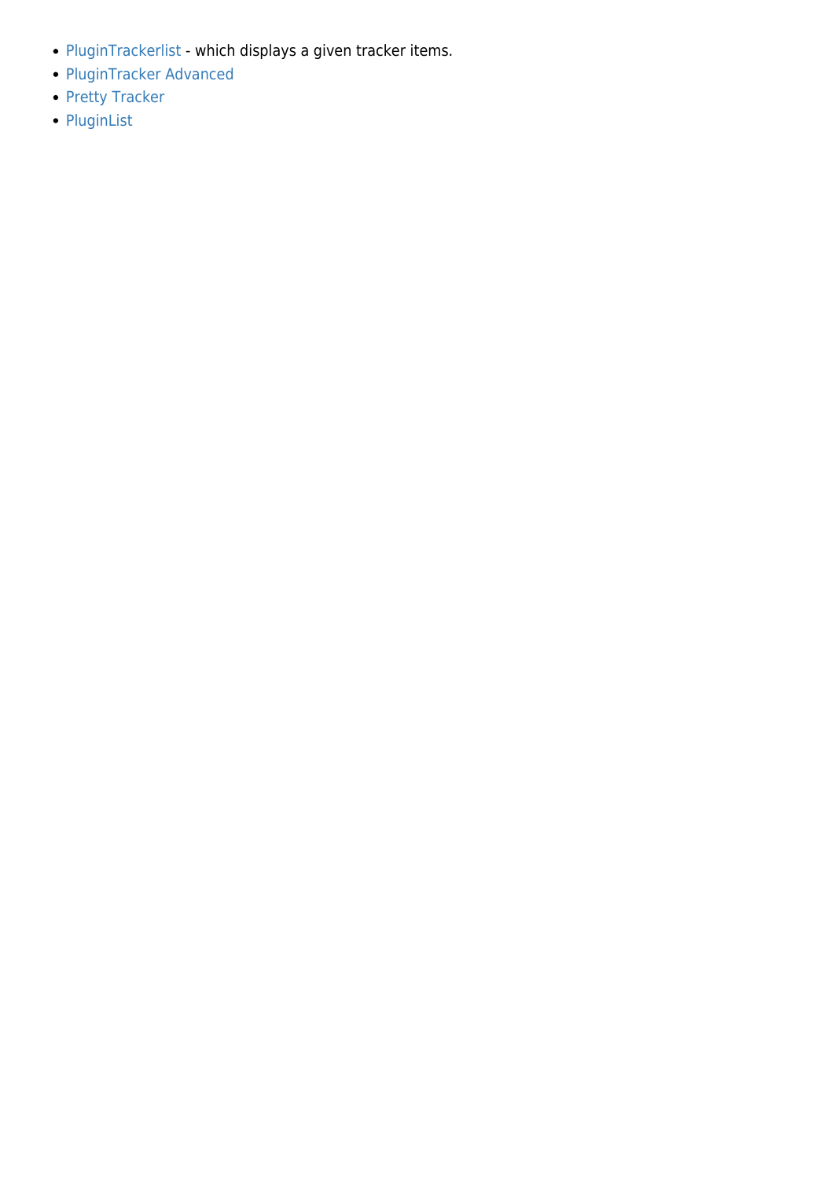- PluginTrackerlist - which displays a given tracker items.
- PluginTracker Advanced
- Pretty Tracker
- PluginList